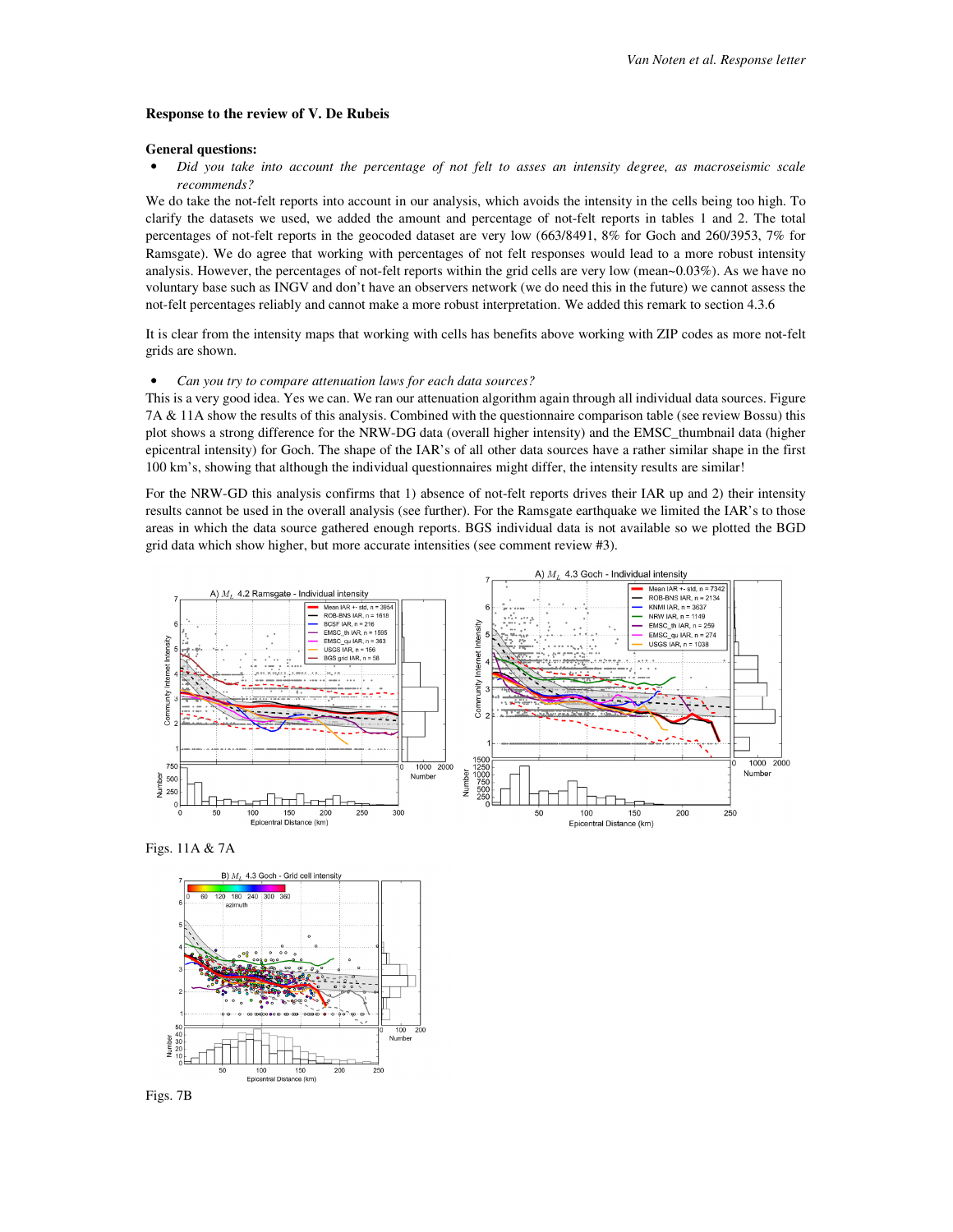## Response to the review of V. De Rubeis

### General questions:

- *Did you take into account the percentage of not felt to asses an intensity degree, as macroseismic scale recommends?*

We do take the not-felt reports into account in our analysis, which avoids the intensity in the cells being too high. To clarify the datasets we used, we added the amount and percentage of not-felt reports in tables 1 and 2. The total percentages of not-felt reports in the geocoded dataset are very low (663/8491, 8% for Goch and 260/3953, 7% for Ramsgate). We do agree that working with percentages of not felt responses would lead to a more robust intensity analysis. However, the percentages of not-felt reports within the grid cells are very low (mean~0.03%). As we have no voluntary base such as INGV and don't have an observers network (we do need this in the future) we cannot assess the not-felt percentages reliably and cannot make a more robust interpretation. We added this remark to section 4.3.6

It is clear from the intensity maps that working with cells has benefits above working with ZIP codes as more not-felt grids are shown.

- *Can you try to compare attenuation laws for each data sources?*

This is a very good idea. Yes we can. We ran our attenuation algorithm again through all individual data sources. Figure 7A & 11A show the results of this analysis. Combined with the questionnaire comparison table (see review Bossu) this plot shows a strong difference for the NRW-DG data (overall higher intensity) and the EMSC_thumbnail data (higher epicentral intensity) for Goch. The shape of the IAR's of all other data sources have a rather similar shape in the first 100 km's, showing that although the individual questionnaires might differ, the intensity results are similar!

For the NRW-GD this analysis confirms that 1) absence of not-felt reports drives their IAR up and 2) their intensity results cannot be used in the overall analysis (see further). For the Ramsgate earthquake we limited the IAR's to those areas in which the data source gathered enough reports. BGS individual data is not available so we plotted the BGD grid data which show higher, but more accurate intensities (see comment review #3).

Figs. 11A & 7A

Figs. 7B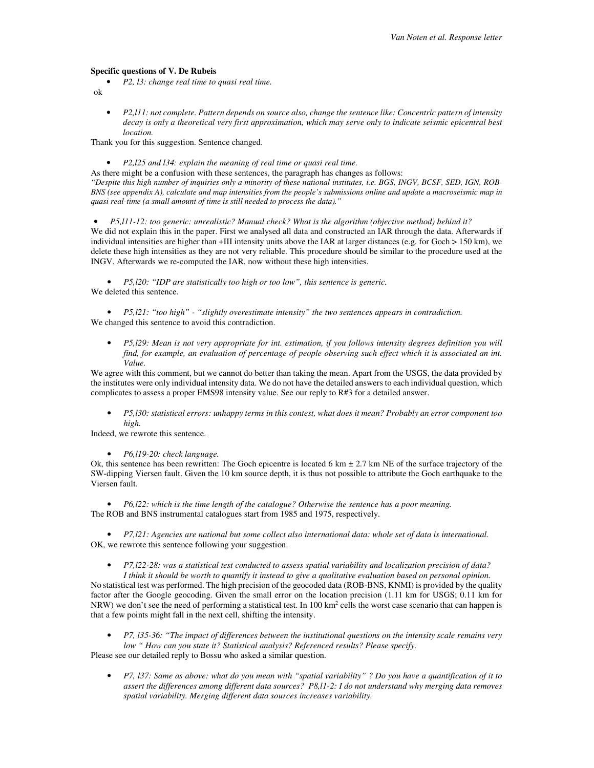**Specific questions of V. De Rubeis**

- *P2, l3: change real time to quasi real time.*

ok

- *P2,l11: not complete. Pattern depends on source also, change the sentence like: Concentric pattern of intensity decay is only a theoretical very first approximation, which may serve only to indicate seismic epicentral best location.*

Thank you for this suggestion. Sentence changed.

- *P2,l25 and l34: explain the meaning of real time or quasi real time.*

As there might be a confusion with these sentences, the paragraph has changes as follows:
*"Despite this high number of inquiries only a minority of these national institutes, i.e. BGS, INGV, BCSF, SED, IGN, ROB-BNS (see appendix A), calculate and map intensities from the people's submissions online and update a macroseismic map in quasi real-time (a small amount of time is still needed to process the data)."*

- *P5,l11-12: too generic: unrealistic? Manual check? What is the algorithm (objective method) behind it?*

We did not explain this in the paper. First we analysed all data and constructed an IAR through the data. Afterwards if individual intensities are higher than +III intensity units above the IAR at larger distances (e.g. for Goch > 150 km), we delete these high intensities as they are not very reliable. This procedure should be similar to the procedure used at the INGV. Afterwards we re-computed the IAR, now without these high intensities.

- *P5,l20: "IDP are statistically too high or too low", this sentence is generic.*

We deleted this sentence.

- *P5,l21: "too high" - "slightly overestimate intensity" the two sentences appears in contradiction.*

We changed this sentence to avoid this contradiction.

- *P5,l29: Mean is not very appropriate for int. estimation, if you follows intensity degrees definition you will find, for example, an evaluation of percentage of people observing such effect which it is associated an int. Value.*

We agree with this comment, but we cannot do better than taking the mean. Apart from the USGS, the data provided by the institutes were only individual intensity data. We do not have the detailed answers to each individual question, which complicates to assess a proper EMS98 intensity value. See our reply to R#3 for a detailed answer.

- *P5,l30: statistical errors: unhappy terms in this contest, what does it mean? Probably an error component too high.*

Indeed, we rewrote this sentence.

- *P6,l19-20: check language.*

Ok, this sentence has been rewritten: The Goch epicentre is located 6 km ± 2.7 km NE of the surface trajectory of the SW-dipping Viersen fault. Given the 10 km source depth, it is thus not possible to attribute the Goch earthquake to the Viersen fault.

- *P6,l22: which is the time length of the catalogue? Otherwise the sentence has a poor meaning.*

The ROB and BNS instrumental catalogues start from 1985 and 1975, respectively.

- *P7,l21: Agencies are national but some collect also international data: whole set of data is international.*

OK, we rewrote this sentence following your suggestion.

- *P7,l22-28: was a statistical test conducted to assess spatial variability and localization precision of data? I think it should be worth to quantify it instead to give a qualitative evaluation based on personal opinion.*

No statistical test was performed. The high precision of the geocoded data (ROB-BNS, KNMI) is provided by the quality factor after the Google geocoding. Given the small error on the location precision (1.11 km for USGS; 0.11 km for NRW) we don't see the need of performing a statistical test. In 100 km$^2$ cells the worst case scenario that can happen is that a few points might fall in the next cell, shifting the intensity.

- *P7, l35-36: "The impact of differences between the institutional questions on the intensity scale remains very low " How can you state it? Statistical analysis? Referenced results? Please specify.*

Please see our detailed reply to Bossu who asked a similar question.

- *P7, l37: Same as above: what do you mean with "spatial variability" ? Do you have a quantification of it to assert the differences among different data sources? P8,l1-2: I do not understand why merging data removes spatial variability. Merging different data sources increases variability.*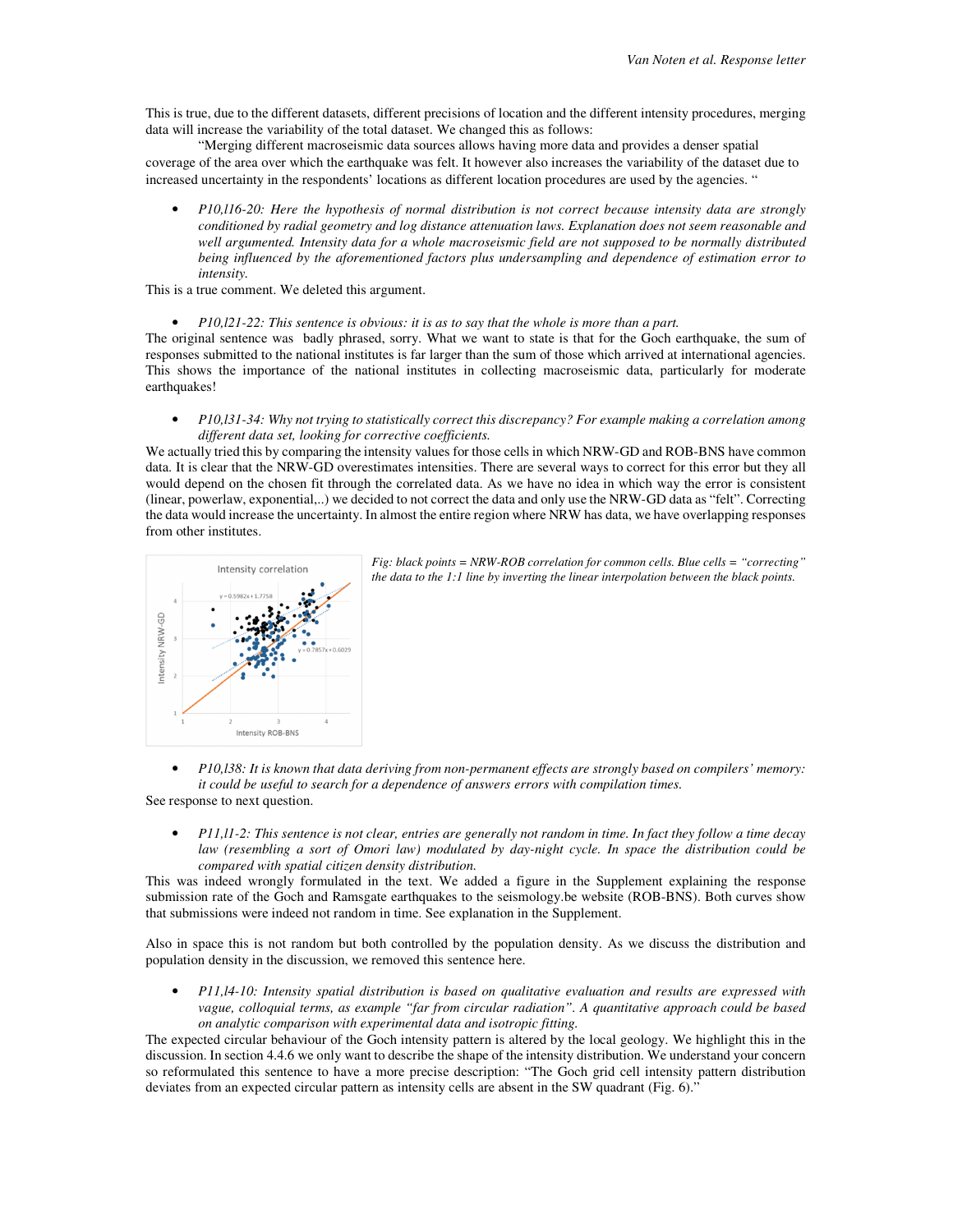This is true, due to the different datasets, different precisions of location and the different intensity procedures, merging data will increase the variability of the total dataset. We changed this as follows:

"Merging different macroseismic data sources allows having more data and provides a denser spatial coverage of the area over which the earthquake was felt. It however also increases the variability of the dataset due to increased uncertainty in the respondents' locations as different location procedures are used by the agencies. "

- *P10,l16-20: Here the hypothesis of normal distribution is not correct because intensity data are strongly conditioned by radial geometry and log distance attenuation laws. Explanation does not seem reasonable and well argumented. Intensity data for a whole macroseismic field are not supposed to be normally distributed being influenced by the aforementioned factors plus undersampling and dependence of estimation error to intensity.*

This is a true comment. We deleted this argument.

- *P10,l21-22: This sentence is obvious: it is as to say that the whole is more than a part.*

The original sentence was badly phrased, sorry. What we want to state is that for the Goch earthquake, the sum of responses submitted to the national institutes is far larger than the sum of those which arrived at international agencies. This shows the importance of the national institutes in collecting macroseismic data, particularly for moderate earthquakes!

- *P10,l31-34: Why not trying to statistically correct this discrepancy? For example making a correlation among different data set, looking for corrective coefficients.*

We actually tried this by comparing the intensity values for those cells in which NRW-GD and ROB-BNS have common data. It is clear that the NRW-GD overestimates intensities. There are several ways to correct for this error but they all would depend on the chosen fit through the correlated data. As we have no idea in which way the error is consistent (linear, powerlaw, exponential,..) we decided to not correct the data and only use the NRW-GD data as "felt". Correcting the data would increase the uncertainty. In almost the entire region where NRW has data, we have overlapping responses from other institutes.

*Fig: black points = NRW-ROB correlation for common cells. Blue cells = "correcting" the data to the 1:1 line by inverting the linear interpolation between the black points.*

- *P10,l38: It is known that data deriving from non-permanent effects are strongly based on compilers' memory: it could be useful to search for a dependence of answers errors with compilation times.*

See response to next question.

- *P11,l1-2: This sentence is not clear, entries are generally not random in time. In fact they follow a time decay law (resembling a sort of Omori law) modulated by day-night cycle. In space the distribution could be compared with spatial citizen density distribution.*

This was indeed wrongly formulated in the text. We added a figure in the Supplement explaining the response submission rate of the Goch and Ramsgate earthquakes to the seismology.be website (ROB-BNS). Both curves show that submissions were indeed not random in time. See explanation in the Supplement.

Also in space this is not random but both controlled by the population density. As we discuss the distribution and population density in the discussion, we removed this sentence here.

- *P11,l4-10: Intensity spatial distribution is based on qualitative evaluation and results are expressed with vague, colloquial terms, as example "far from circular radiation". A quantitative approach could be based on analytic comparison with experimental data and isotropic fitting.*

The expected circular behaviour of the Goch intensity pattern is altered by the local geology. We highlight this in the discussion. In section 4.4.6 we only want to describe the shape of the intensity distribution. We understand your concern so reformulated this sentence to have a more precise description: "The Goch grid cell intensity pattern distribution deviates from an expected circular pattern as intensity cells are absent in the SW quadrant (Fig. 6)."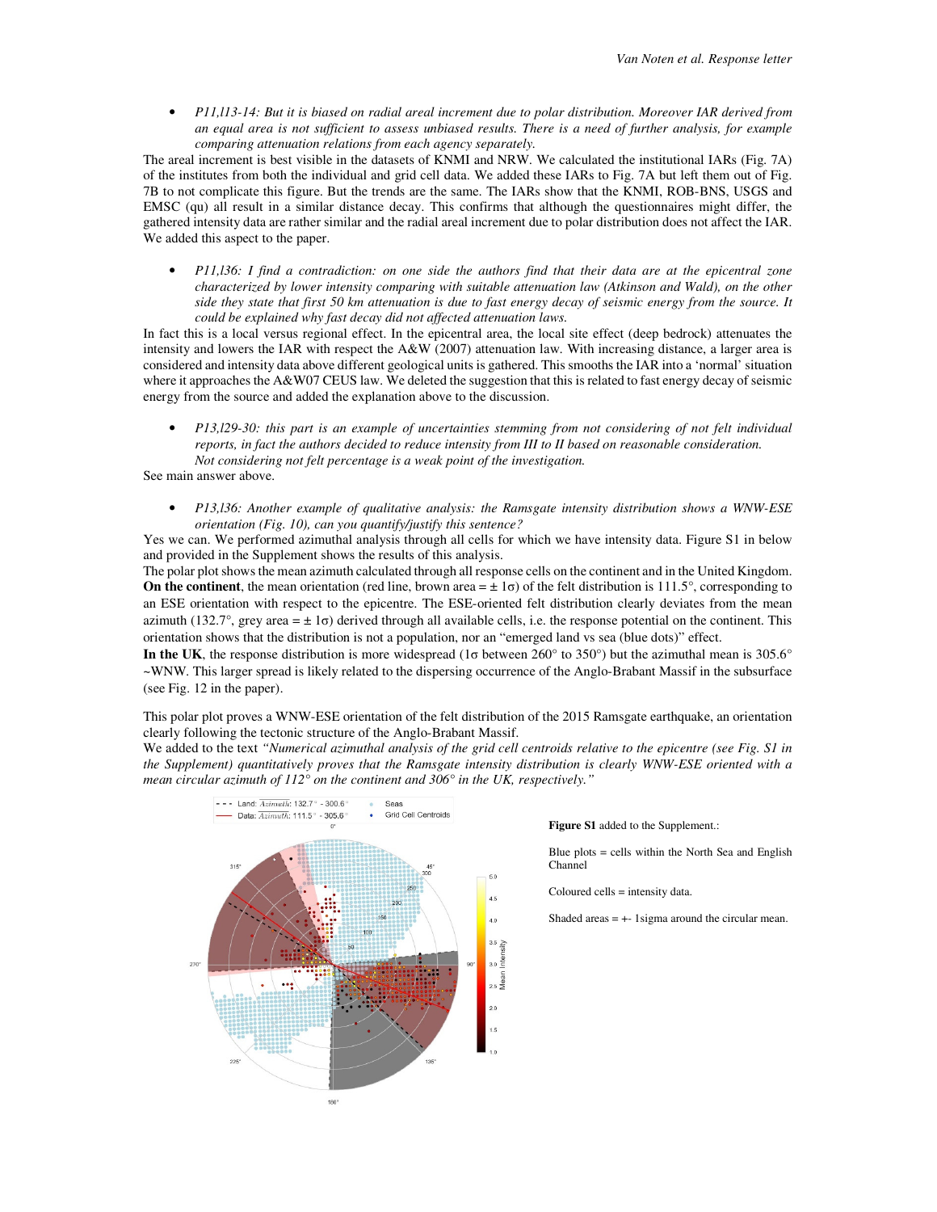- *P11,l13-14: But it is biased on radial areal increment due to polar distribution. Moreover IAR derived from an equal area is not sufficient to assess unbiased results. There is a need of further analysis, for example comparing attenuation relations from each agency separately.*

The areal increment is best visible in the datasets of KNMI and NRW. We calculated the institutional IARs (Fig. 7A) of the institutes from both the individual and grid cell data. We added these IARs to Fig. 7A but left them out of Fig. 7B to not complicate this figure. But the trends are the same. The IARs show that the KNMI, ROB-BNS, USGS and EMSC (qu) all result in a similar distance decay. This confirms that although the questionnaires might differ, the gathered intensity data are rather similar and the radial areal increment due to polar distribution does not affect the IAR. We added this aspect to the paper.

- *P11,l36: I find a contradiction: on one side the authors find that their data are at the epicentral zone characterized by lower intensity comparing with suitable attenuation law (Atkinson and Wald), on the other side they state that first 50 km attenuation is due to fast energy decay of seismic energy from the source. It could be explained why fast decay did not affected attenuation laws.*

In fact this is a local versus regional effect. In the epicentral area, the local site effect (deep bedrock) attenuates the intensity and lowers the IAR with respect the A&W (2007) attenuation law. With increasing distance, a larger area is considered and intensity data above different geological units is gathered. This smooths the IAR into a 'normal' situation where it approaches the A&W07 CEUS law. We deleted the suggestion that this is related to fast energy decay of seismic energy from the source and added the explanation above to the discussion.

- *P13,l29-30: this part is an example of uncertainties stemming from not considering of not felt individual reports, in fact the authors decided to reduce intensity from III to II based on reasonable consideration. Not considering not felt percentage is a weak point of the investigation.*

See main answer above.

- *P13,l36: Another example of qualitative analysis: the Ramsgate intensity distribution shows a WNW-ESE orientation (Fig. 10), can you quantify/justify this sentence?*

Yes we can. We performed azimuthal analysis through all cells for which we have intensity data. Figure S1 in below and provided in the Supplement shows the results of this analysis.

The polar plot shows the mean azimuth calculated through all response cells on the continent and in the United Kingdom. **On the continent**, the mean orientation (red line, brown area = ± 1σ) of the felt distribution is 111.5°, corresponding to an ESE orientation with respect to the epicentre. The ESE-oriented felt distribution clearly deviates from the mean azimuth (132.7°, grey area = ± 1σ) derived through all available cells, i.e. the response potential on the continent. This orientation shows that the distribution is not a population, nor an "emerged land vs sea (blue dots)" effect.

**In the UK**, the response distribution is more widespread (1σ between 260° to 350°) but the azimuthal mean is 305.6° ~WNW. This larger spread is likely related to the dispersing occurrence of the Anglo-Brabant Massif in the subsurface (see Fig. 12 in the paper).

This polar plot proves a WNW-ESE orientation of the felt distribution of the 2015 Ramsgate earthquake, an orientation clearly following the tectonic structure of the Anglo-Brabant Massif.

We added to the text *"Numerical azimuthal analysis of the grid cell centroids relative to the epicentre (see Fig. S1 in the Supplement) quantitatively proves that the Ramsgate intensity distribution is clearly WNW-ESE oriented with a mean circular azimuth of 112° on the continent and 306° in the UK, respectively."*

**Figure S1** added to the Supplement.:

Blue plots = cells within the North Sea and English Channel

Coloured cells = intensity data.

Shaded areas = +- 1sigma around the circular mean.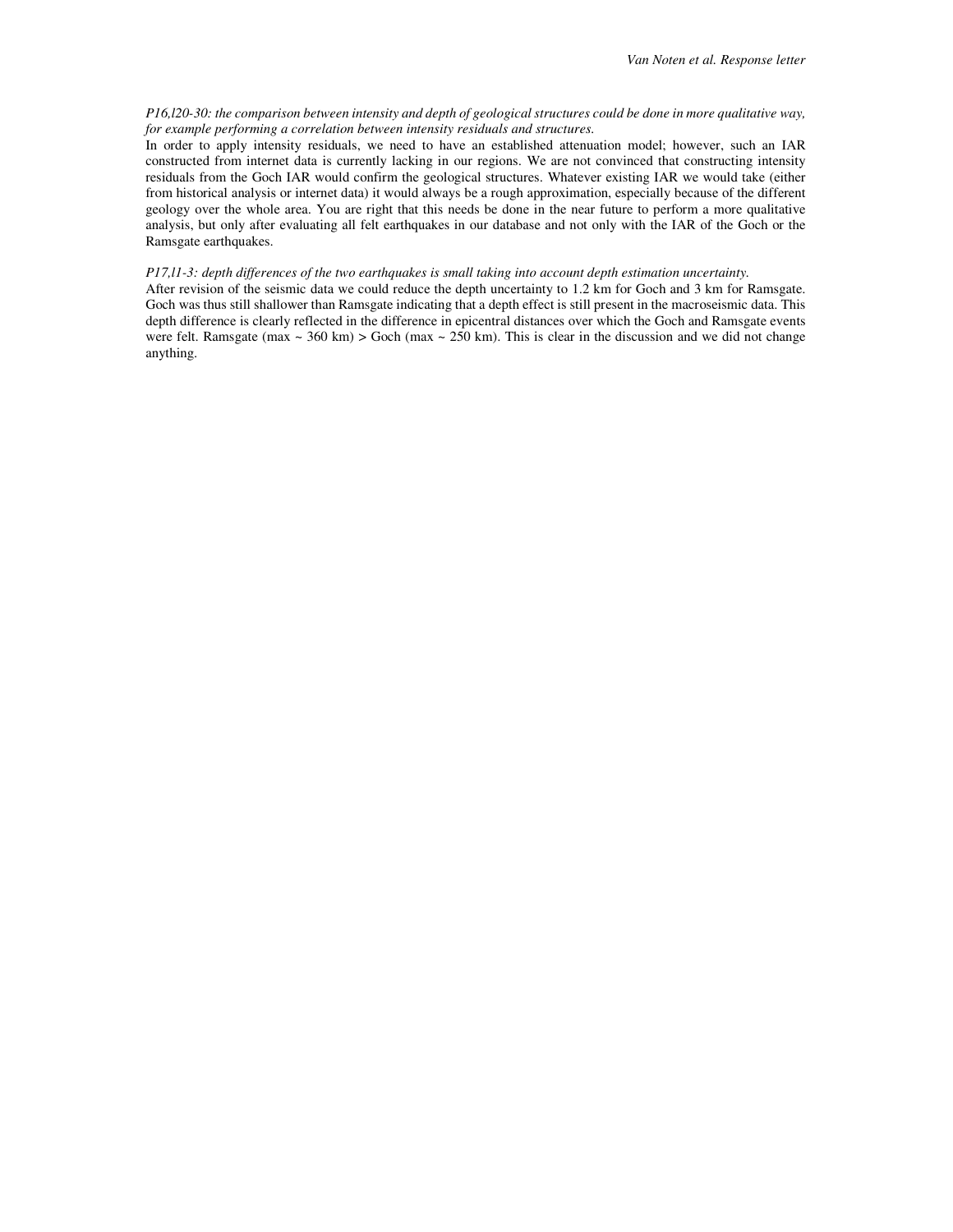*P16,l20-30: the comparison between intensity and depth of geological structures could be done in more qualitative way, for example performing a correlation between intensity residuals and structures.*

In order to apply intensity residuals, we need to have an established attenuation model; however, such an IAR constructed from internet data is currently lacking in our regions. We are not convinced that constructing intensity residuals from the Goch IAR would confirm the geological structures. Whatever existing IAR we would take (either from historical analysis or internet data) it would always be a rough approximation, especially because of the different geology over the whole area. You are right that this needs be done in the near future to perform a more qualitative analysis, but only after evaluating all felt earthquakes in our database and not only with the IAR of the Goch or the Ramsgate earthquakes.

*P17,l1-3: depth differences of the two earthquakes is small taking into account depth estimation uncertainty.*

After revision of the seismic data we could reduce the depth uncertainty to 1.2 km for Goch and 3 km for Ramsgate. Goch was thus still shallower than Ramsgate indicating that a depth effect is still present in the macroseismic data. This depth difference is clearly reflected in the difference in epicentral distances over which the Goch and Ramsgate events were felt. Ramsgate (max ~ 360 km) > Goch (max ~ 250 km). This is clear in the discussion and we did not change anything.